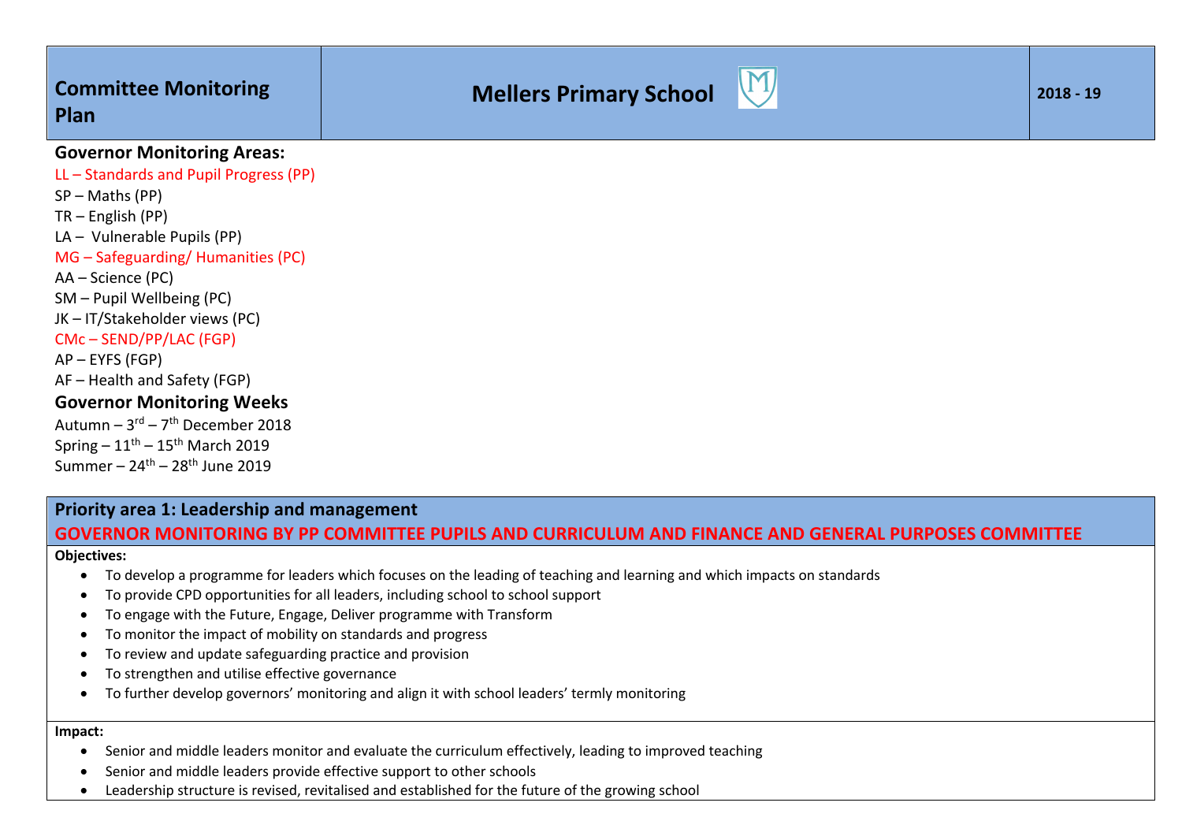| Committee Monitoring Plan | Mellers Primary School | 2018 - 19 |
|---|---|---|

**Governor Monitoring Areas:**

LL – Standards and Pupil Progress (PP)
SP – Maths (PP)
TR – English (PP)
LA – Vulnerable Pupils (PP)
MG – Safeguarding/ Humanities (PC)
AA – Science (PC)
SM – Pupil Wellbeing (PC)
JK – IT/Stakeholder views (PC)
CMc – SEND/PP/LAC (FGP)
AP – EYFS (FGP)
AF – Health and Safety (FGP)

**Governor Monitoring Weeks**

Autumn – 3rd – 7th December 2018
Spring – 11th – 15th March 2019
Summer – 24th – 28th June 2019

## Priority area 1: Leadership and management

**GOVERNOR MONITORING BY PP COMMITTEE PUPILS AND CURRICULUM AND FINANCE AND GENERAL PURPOSES COMMITTEE**

**Objectives:**

- To develop a programme for leaders which focuses on the leading of teaching and learning and which impacts on standards
- To provide CPD opportunities for all leaders, including school to school support
- To engage with the Future, Engage, Deliver programme with Transform
- To monitor the impact of mobility on standards and progress
- To review and update safeguarding practice and provision
- To strengthen and utilise effective governance
- To further develop governors' monitoring and align it with school leaders' termly monitoring

**Impact:**

- Senior and middle leaders monitor and evaluate the curriculum effectively, leading to improved teaching
- Senior and middle leaders provide effective support to other schools
- Leadership structure is revised, revitalised and established for the future of the growing school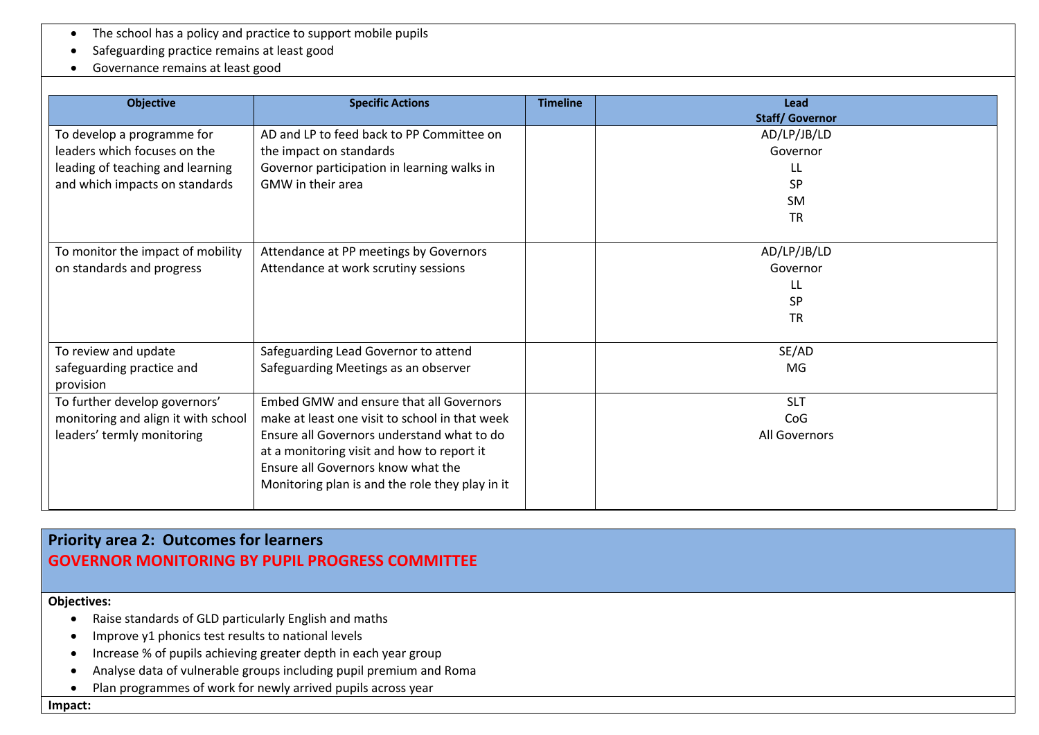- The school has a policy and practice to support mobile pupils
- Safeguarding practice remains at least good
- Governance remains at least good

| Objective | Specific Actions | Timeline | Lead Staff/ Governor |
|---|---|---|---|
| To develop a programme for leaders which focuses on the leading of teaching and learning and which impacts on standards | AD and LP to feed back to PP Committee on the impact on standards<br>Governor participation in learning walks in GMW in their area | | AD/LP/JB/LD<br>Governor<br>LL<br>SP<br>SM<br>TR |
| To monitor the impact of mobility on standards and progress | Attendance at PP meetings by Governors<br>Attendance at work scrutiny sessions | | AD/LP/JB/LD<br>Governor<br>LL<br>SP<br>TR |
| To review and update safeguarding practice and provision | Safeguarding Lead Governor to attend Safeguarding Meetings as an observer | | SE/AD<br>MG |
| To further develop governors' monitoring and align it with school leaders' termly monitoring | Embed GMW and ensure that all Governors make at least one visit to school in that week<br>Ensure all Governors understand what to do at a monitoring visit and how to report it<br>Ensure all Governors know what the Monitoring plan is and the role they play in it | | SLT<br>CoG<br>All Governors |

## Priority area 2: Outcomes for learners

## GOVERNOR MONITORING BY PUPIL PROGRESS COMMITTEE

**Objectives:**

- Raise standards of GLD particularly English and maths
- Improve y1 phonics test results to national levels
- Increase % of pupils achieving greater depth in each year group
- Analyse data of vulnerable groups including pupil premium and Roma
- Plan programmes of work for newly arrived pupils across year

**Impact:**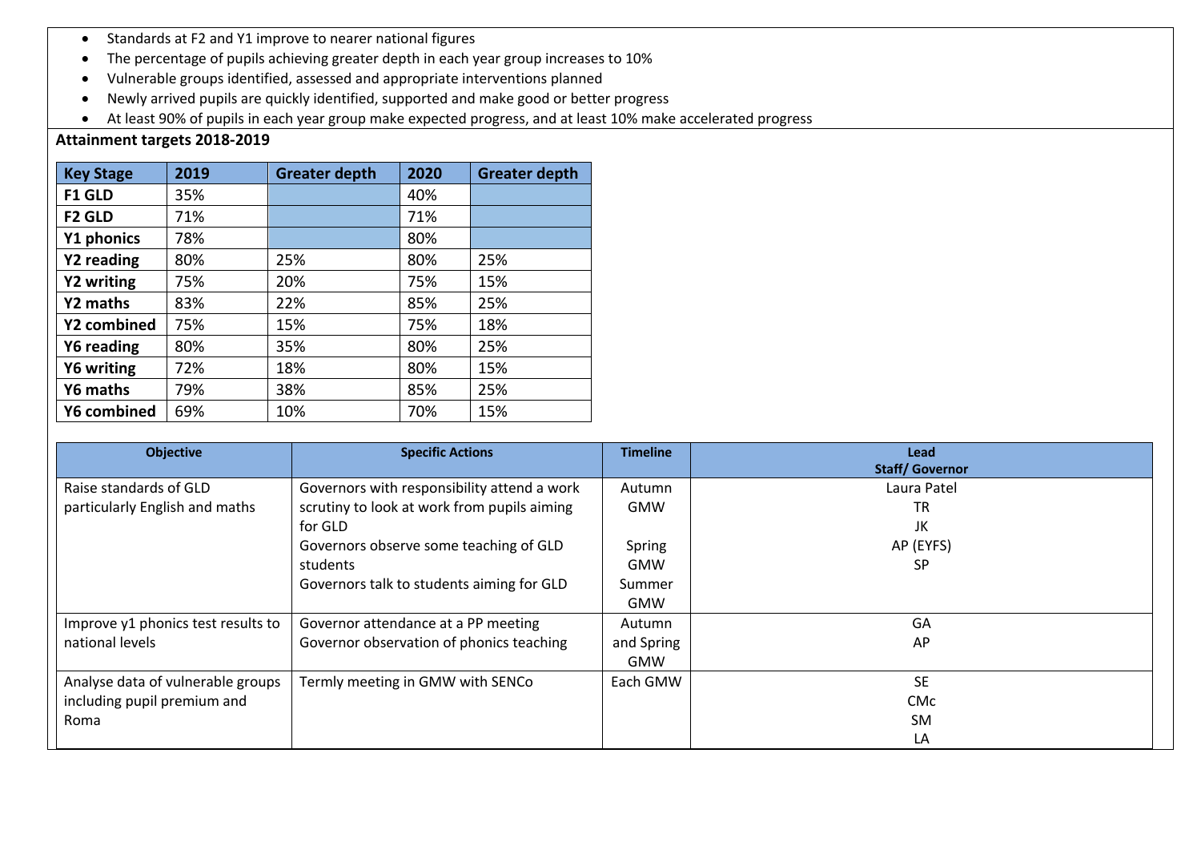- Standards at F2 and Y1 improve to nearer national figures
- The percentage of pupils achieving greater depth in each year group increases to 10%
- Vulnerable groups identified, assessed and appropriate interventions planned
- Newly arrived pupils are quickly identified, supported and make good or better progress
- At least 90% of pupils in each year group make expected progress, and at least 10% make accelerated progress

**Attainment targets 2018-2019**

| Key Stage | 2019 | Greater depth | 2020 | Greater depth |
|---|---|---|---|---|
| **F1 GLD** | 35% | | 40% | |
| **F2 GLD** | 71% | | 71% | |
| **Y1 phonics** | 78% | | 80% | |
| **Y2 reading** | 80% | 25% | 80% | 25% |
| **Y2 writing** | 75% | 20% | 75% | 15% |
| **Y2 maths** | 83% | 22% | 85% | 25% |
| **Y2 combined** | 75% | 15% | 75% | 18% |
| **Y6 reading** | 80% | 35% | 80% | 25% |
| **Y6 writing** | 72% | 18% | 80% | 15% |
| **Y6 maths** | 79% | 38% | 85% | 25% |
| **Y6 combined** | 69% | 10% | 70% | 15% |

| Objective | Specific Actions | Timeline | Lead Staff/ Governor |
|---|---|---|---|
| Raise standards of GLD particularly English and maths | Governors with responsibility attend a work scrutiny to look at work from pupils aiming for GLD<br>Governors observe some teaching of GLD students<br>Governors talk to students aiming for GLD | Autumn GMW<br>Spring GMW<br>Summer GMW | Laura Patel<br>TR<br>JK<br>AP (EYFS)<br>SP |
| Improve y1 phonics test results to national levels | Governor attendance at a PP meeting<br>Governor observation of phonics teaching | Autumn and Spring GMW | GA<br>AP |
| Analyse data of vulnerable groups including pupil premium and Roma | Termly meeting in GMW with SENCo | Each GMW | SE<br>CMc<br>SM<br>LA |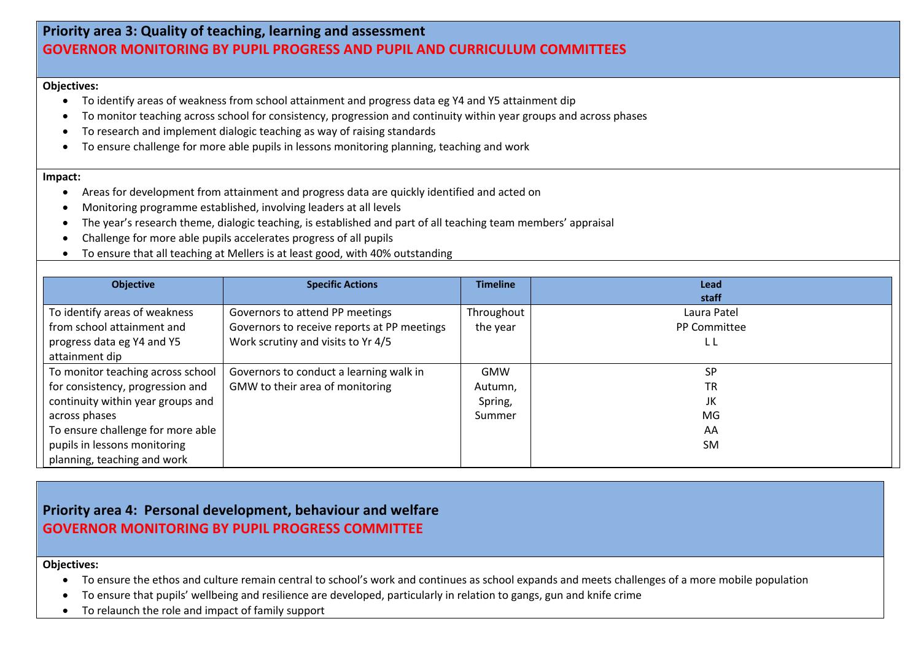## Priority area 3: Quality of teaching, learning and assessment
### GOVERNOR MONITORING BY PUPIL PROGRESS AND PUPIL AND CURRICULUM COMMITTEES

**Objectives:**

- To identify areas of weakness from school attainment and progress data eg Y4 and Y5 attainment dip
- To monitor teaching across school for consistency, progression and continuity within year groups and across phases
- To research and implement dialogic teaching as way of raising standards
- To ensure challenge for more able pupils in lessons monitoring planning, teaching and work

**Impact:**

- Areas for development from attainment and progress data are quickly identified and acted on
- Monitoring programme established, involving leaders at all levels
- The year's research theme, dialogic teaching, is established and part of all teaching team members' appraisal
- Challenge for more able pupils accelerates progress of all pupils
- To ensure that all teaching at Mellers is at least good, with 40% outstanding

| Objective | Specific Actions | Timeline | Lead staff |
|---|---|---|---|
| To identify areas of weakness from school attainment and progress data eg Y4 and Y5 attainment dip | Governors to attend PP meetings<br>Governors to receive reports at PP meetings<br>Work scrutiny and visits to Yr 4/5 | Throughout the year | Laura Patel<br>PP Committee<br>L L |
| To monitor teaching across school for consistency, progression and continuity within year groups and across phases<br>To ensure challenge for more able pupils in lessons monitoring planning, teaching and work | Governors to conduct a learning walk in GMW to their area of monitoring | GMW Autumn, Spring, Summer | SP<br>TR<br>JK<br>MG<br>AA<br>SM |

## Priority area 4: Personal development, behaviour and welfare
### GOVERNOR MONITORING BY PUPIL PROGRESS COMMITTEE

**Objectives:**

- To ensure the ethos and culture remain central to school's work and continues as school expands and meets challenges of a more mobile population
- To ensure that pupils' wellbeing and resilience are developed, particularly in relation to gangs, gun and knife crime
- To relaunch the role and impact of family support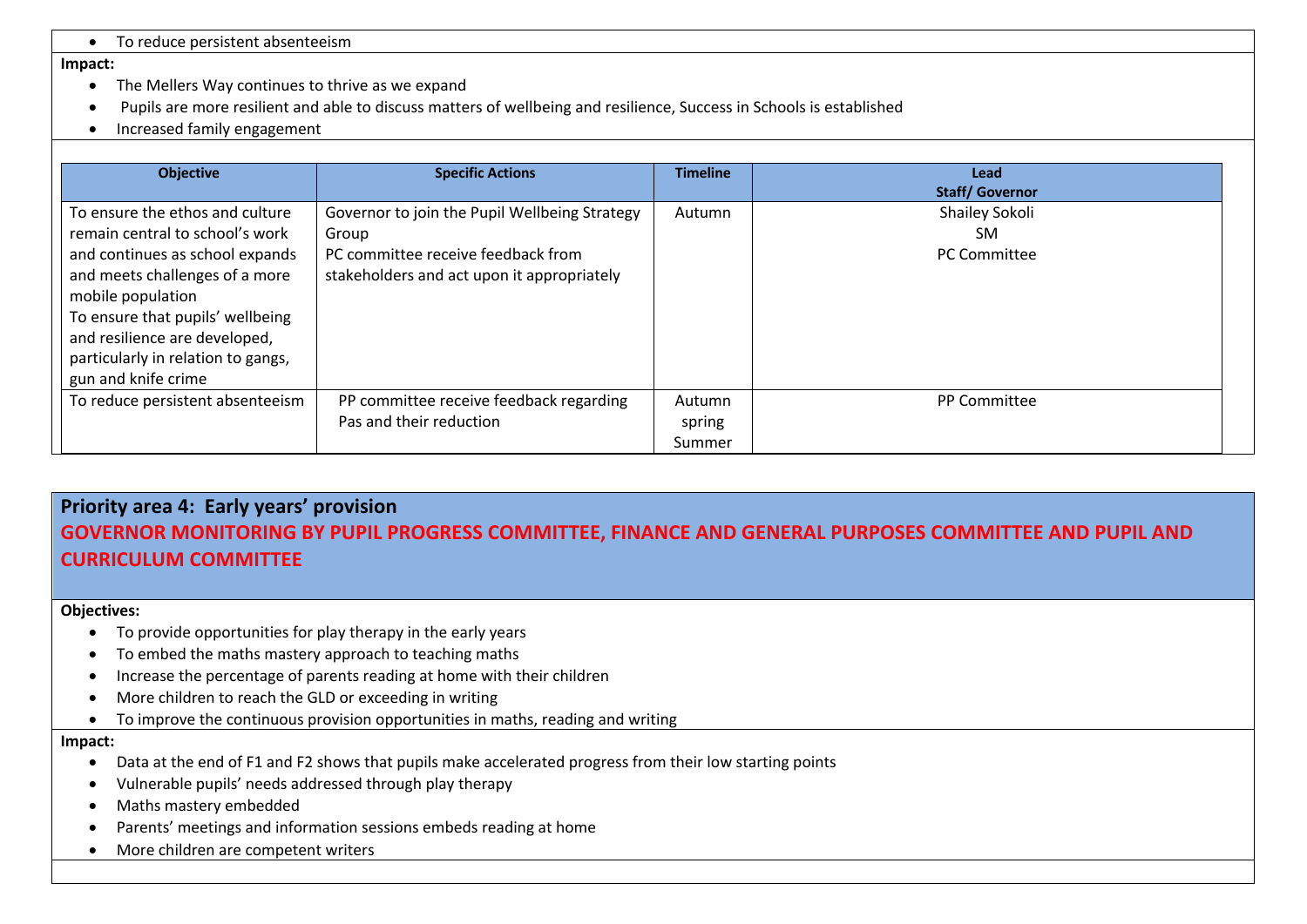- To reduce persistent absenteeism

**Impact:**

- The Mellers Way continues to thrive as we expand
- Pupils are more resilient and able to discuss matters of wellbeing and resilience, Success in Schools is established
- Increased family engagement

| Objective | Specific Actions | Timeline | Lead Staff/ Governor |
|---|---|---|---|
| To ensure the ethos and culture remain central to school's work and continues as school expands and meets challenges of a more mobile population<br>To ensure that pupils' wellbeing and resilience are developed, particularly in relation to gangs, gun and knife crime | Governor to join the Pupil Wellbeing Strategy Group<br>PC committee receive feedback from stakeholders and act upon it appropriately | Autumn | Shailey Sokoli<br>SM<br>PC Committee |
| To reduce persistent absenteeism | PP committee receive feedback regarding Pas and their reduction | Autumn<br>spring<br>Summer | PP Committee |

## Priority area 4: Early years' provision

**GOVERNOR MONITORING BY PUPIL PROGRESS COMMITTEE, FINANCE AND GENERAL PURPOSES COMMITTEE AND PUPIL AND CURRICULUM COMMITTEE**

**Objectives:**

- To provide opportunities for play therapy in the early years
- To embed the maths mastery approach to teaching maths
- Increase the percentage of parents reading at home with their children
- More children to reach the GLD or exceeding in writing
- To improve the continuous provision opportunities in maths, reading and writing

**Impact:**

- Data at the end of F1 and F2 shows that pupils make accelerated progress from their low starting points
- Vulnerable pupils' needs addressed through play therapy
- Maths mastery embedded
- Parents' meetings and information sessions embeds reading at home
- More children are competent writers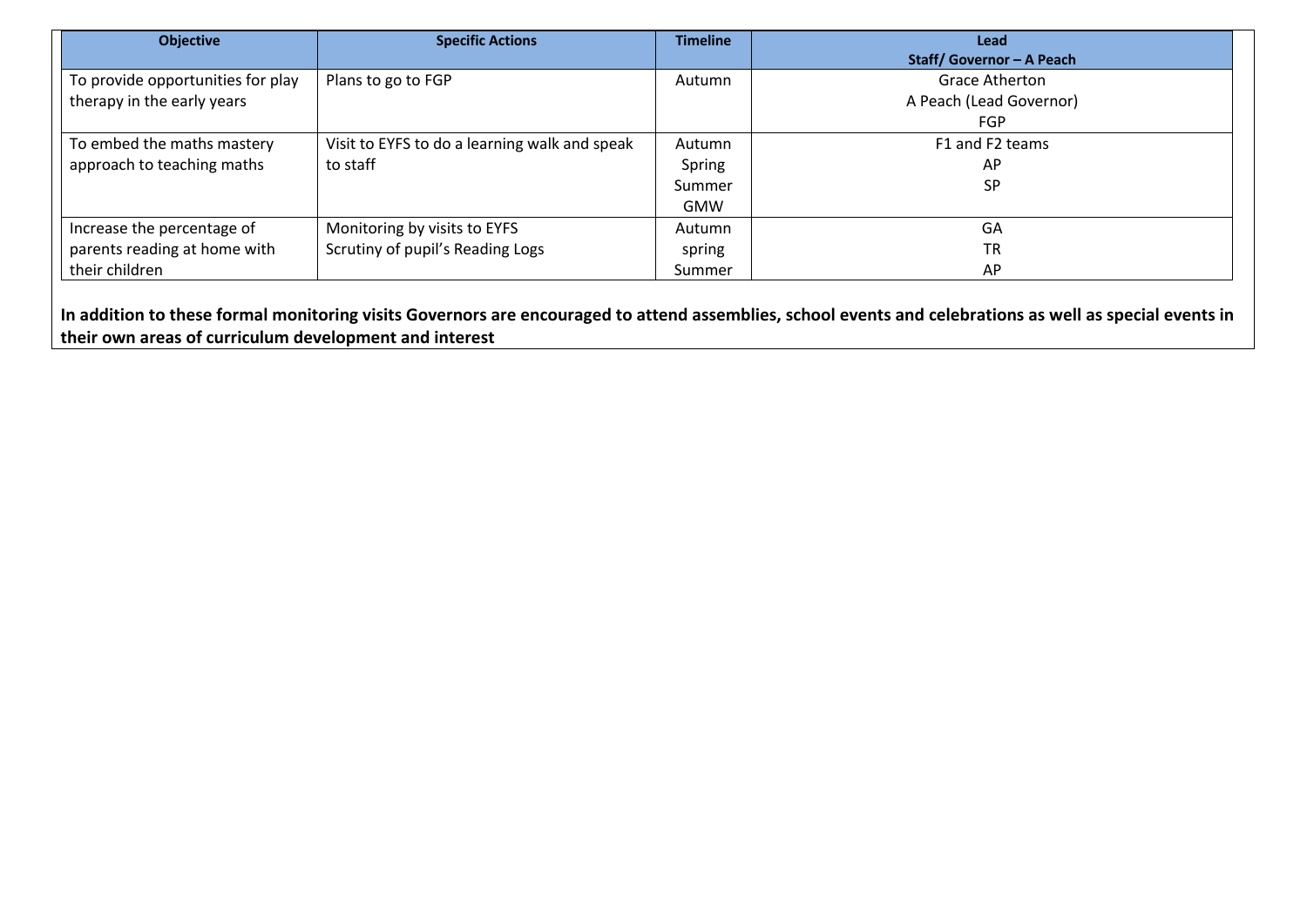| Objective | Specific Actions | Timeline | Lead<br>Staff/ Governor – A Peach |
|---|---|---|---|
| To provide opportunities for play therapy in the early years | Plans to go to FGP | Autumn | Grace Atherton<br>A Peach (Lead Governor)<br>FGP |
| To embed the maths mastery approach to teaching maths | Visit to EYFS to do a learning walk and speak to staff | Autumn<br>Spring<br>Summer<br>GMW | F1 and F2 teams<br>AP<br>SP |
| Increase the percentage of parents reading at home with their children | Monitoring by visits to EYFS<br>Scrutiny of pupil's Reading Logs | Autumn<br>spring<br>Summer | GA<br>TR<br>AP |

**In addition to these formal monitoring visits Governors are encouraged to attend assemblies, school events and celebrations as well as special events in their own areas of curriculum development and interest**